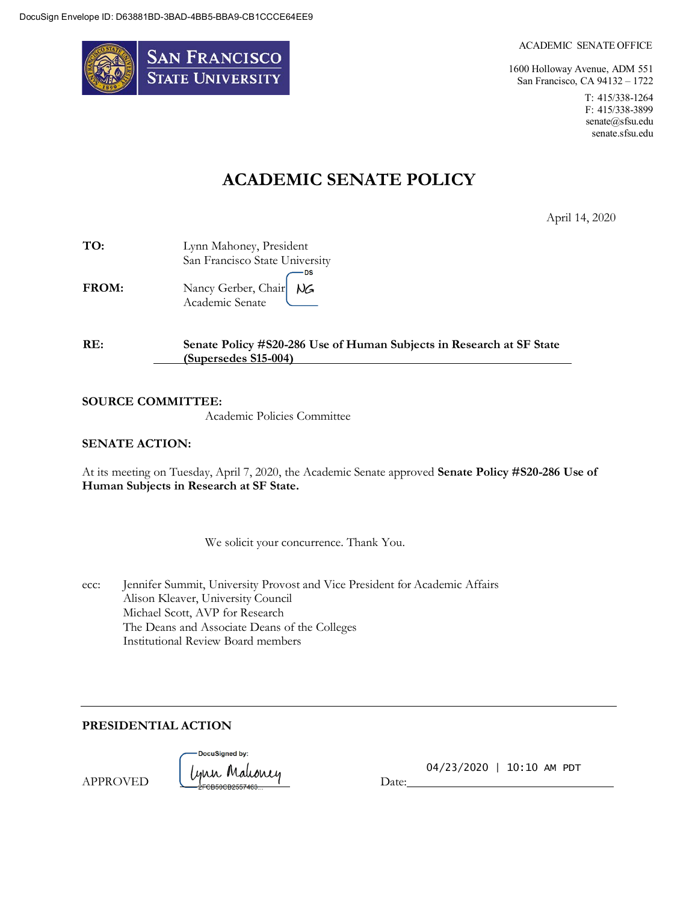DocuSign Envelope ID: D63881BD-3BAD-4BB5-BBA9-CB1CCCE64EE9

San Francisco State University

ACADEMIC SENATE OFFICE

1600 Holloway Avenue, ADM 551
San Francisco, CA 94132 – 1722

T: 415/338-1264
F: 415/338-3899
senate@sfsu.edu
senate.sfsu.edu

# ACADEMIC SENATE POLICY

April 14, 2020

**TO:** Lynn Mahoney, President
San Francisco State University

**FROM:** Nancy Gerber, Chair NG
Academic Senate

**RE:** **Senate Policy #S20-286 Use of Human Subjects in Research at SF State (Supersedes S15-004)**

**SOURCE COMMITTEE:**

Academic Policies Committee

**SENATE ACTION:**

At its meeting on Tuesday, April 7, 2020, the Academic Senate approved **Senate Policy #S20-286 Use of Human Subjects in Research at SF State.**

We solicit your concurrence. Thank You.

ecc: Jennifer Summit, University Provost and Vice President for Academic Affairs
Alison Kleaver, University Council
Michael Scott, AVP for Research
The Deans and Associate Deans of the Colleges
Institutional Review Board members

**PRESIDENTIAL ACTION**

APPROVED DocuSigned by: Lynn Mahoney 2FCB50CB2557463... Date: 04/23/2020 | 10:10 AM PDT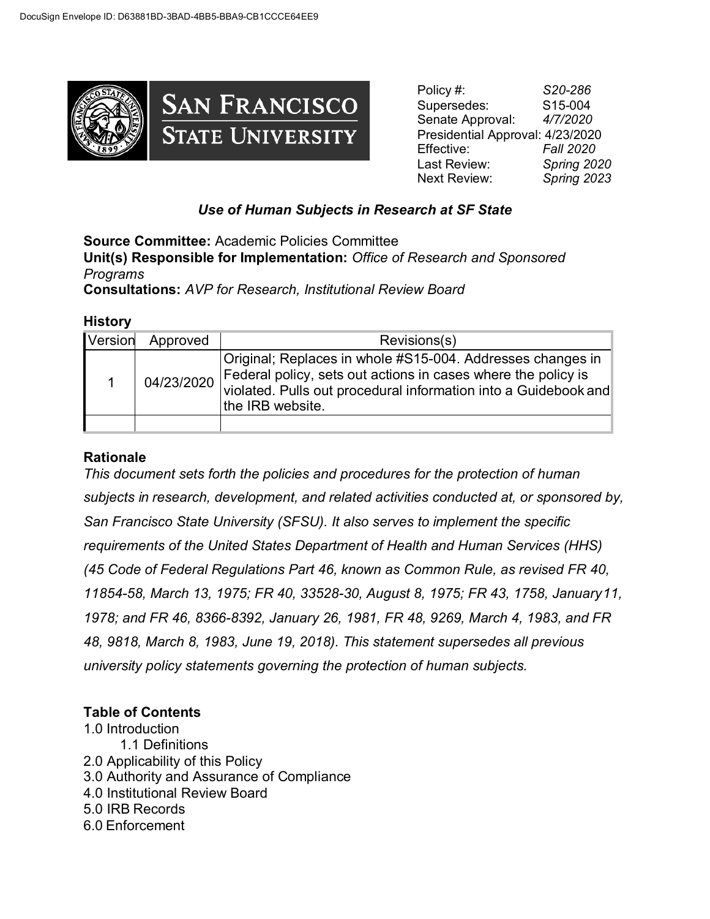Policy #: *S20-286*
Supersedes: S15-004
Senate Approval: *4/7/2020*
Presidential Approval: 4/23/2020
Effective: *Fall 2020*
Last Review: *Spring 2020*
Next Review: *Spring 2023*

### *Use of Human Subjects in Research at SF State*

**Source Committee:** Academic Policies Committee
**Unit(s) Responsible for Implementation:** *Office of Research and Sponsored Programs*
**Consultations:** *AVP for Research, Institutional Review Board*

**History**

| Version | Approved | Revisions(s) |
|---|---|---|
| 1 | 04/23/2020 | Original; Replaces in whole #S15-004. Addresses changes in Federal policy, sets out actions in cases where the policy is violated. Pulls out procedural information into a Guidebook and the IRB website. |
| | | |

**Rationale**

*This document sets forth the policies and procedures for the protection of human subjects in research, development, and related activities conducted at, or sponsored by, San Francisco State University (SFSU). It also serves to implement the specific requirements of the United States Department of Health and Human Services (HHS) (45 Code of Federal Regulations Part 46, known as Common Rule, as revised FR 40, 11854-58, March 13, 1975; FR 40, 33528-30, August 8, 1975; FR 43, 1758, January11, 1978; and FR 46, 8366-8392, January 26, 1981, FR 48, 9269, March 4, 1983, and FR 48, 9818, March 8, 1983, June 19, 2018). This statement supersedes all previous university policy statements governing the protection of human subjects.*

**Table of Contents**

1.0 Introduction
- 1.1 Definitions

2.0 Applicability of this Policy
3.0 Authority and Assurance of Compliance
4.0 Institutional Review Board
5.0 IRB Records
6.0 Enforcement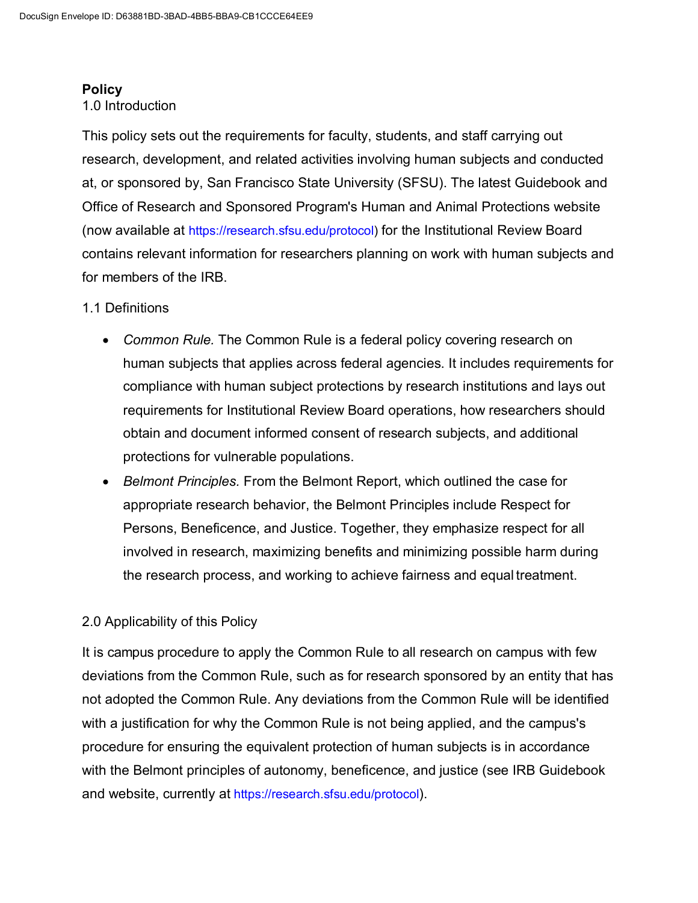**Policy**

1.0 Introduction

This policy sets out the requirements for faculty, students, and staff carrying out research, development, and related activities involving human subjects and conducted at, or sponsored by, San Francisco State University (SFSU). The latest Guidebook and Office of Research and Sponsored Program's Human and Animal Protections website (now available at https://research.sfsu.edu/protocol) for the Institutional Review Board contains relevant information for researchers planning on work with human subjects and for members of the IRB.

1.1 Definitions

- *Common Rule.* The Common Rule is a federal policy covering research on human subjects that applies across federal agencies. It includes requirements for compliance with human subject protections by research institutions and lays out requirements for Institutional Review Board operations, how researchers should obtain and document informed consent of research subjects, and additional protections for vulnerable populations.
- *Belmont Principles.* From the Belmont Report, which outlined the case for appropriate research behavior, the Belmont Principles include Respect for Persons, Beneficence, and Justice. Together, they emphasize respect for all involved in research, maximizing benefits and minimizing possible harm during the research process, and working to achieve fairness and equal treatment.

2.0 Applicability of this Policy

It is campus procedure to apply the Common Rule to all research on campus with few deviations from the Common Rule, such as for research sponsored by an entity that has not adopted the Common Rule. Any deviations from the Common Rule will be identified with a justification for why the Common Rule is not being applied, and the campus's procedure for ensuring the equivalent protection of human subjects is in accordance with the Belmont principles of autonomy, beneficence, and justice (see IRB Guidebook and website, currently at https://research.sfsu.edu/protocol).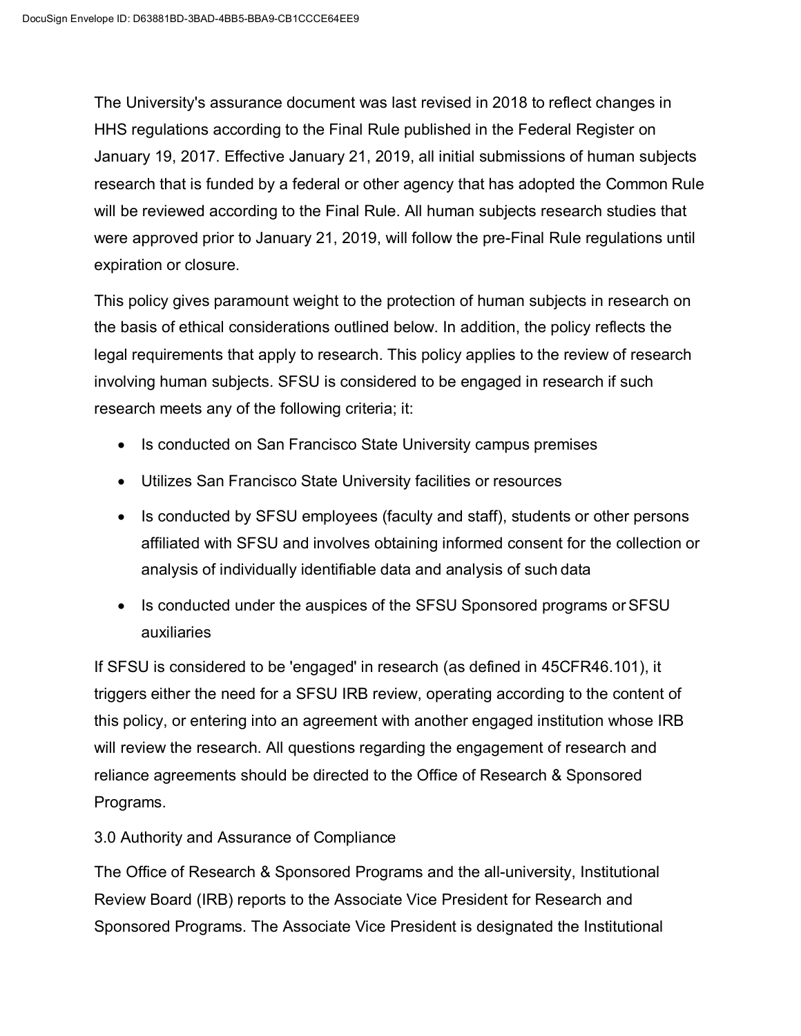The University's assurance document was last revised in 2018 to reflect changes in HHS regulations according to the Final Rule published in the Federal Register on January 19, 2017. Effective January 21, 2019, all initial submissions of human subjects research that is funded by a federal or other agency that has adopted the Common Rule will be reviewed according to the Final Rule. All human subjects research studies that were approved prior to January 21, 2019, will follow the pre-Final Rule regulations until expiration or closure.

This policy gives paramount weight to the protection of human subjects in research on the basis of ethical considerations outlined below. In addition, the policy reflects the legal requirements that apply to research. This policy applies to the review of research involving human subjects. SFSU is considered to be engaged in research if such research meets any of the following criteria; it:

- Is conducted on San Francisco State University campus premises
- Utilizes San Francisco State University facilities or resources
- Is conducted by SFSU employees (faculty and staff), students or other persons affiliated with SFSU and involves obtaining informed consent for the collection or analysis of individually identifiable data and analysis of such data
- Is conducted under the auspices of the SFSU Sponsored programs or SFSU auxiliaries

If SFSU is considered to be 'engaged' in research (as defined in 45CFR46.101), it triggers either the need for a SFSU IRB review, operating according to the content of this policy, or entering into an agreement with another engaged institution whose IRB will review the research. All questions regarding the engagement of research and reliance agreements should be directed to the Office of Research & Sponsored Programs.

## 3.0 Authority and Assurance of Compliance

The Office of Research & Sponsored Programs and the all-university, Institutional Review Board (IRB) reports to the Associate Vice President for Research and Sponsored Programs. The Associate Vice President is designated the Institutional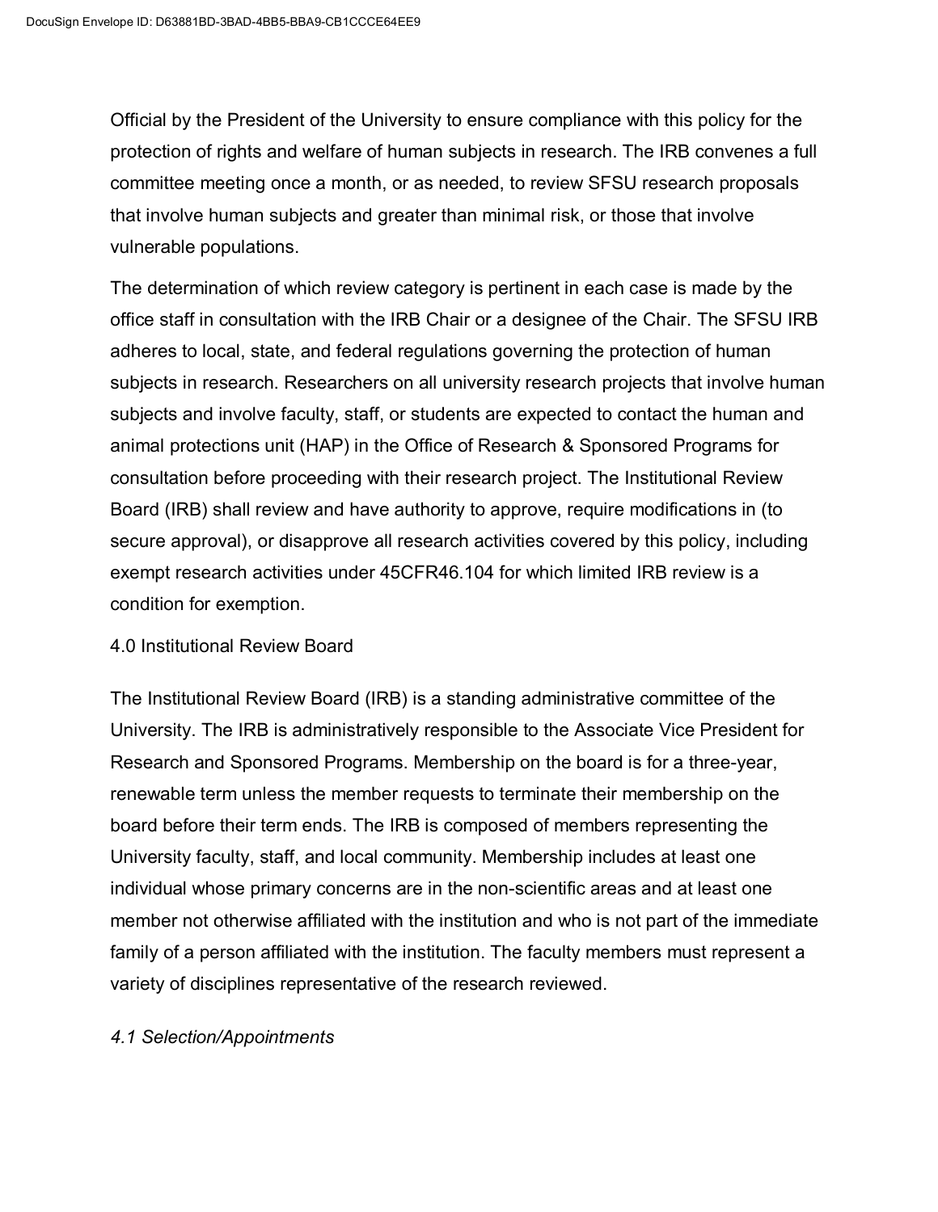Official by the President of the University to ensure compliance with this policy for the protection of rights and welfare of human subjects in research. The IRB convenes a full committee meeting once a month, or as needed, to review SFSU research proposals that involve human subjects and greater than minimal risk, or those that involve vulnerable populations.

The determination of which review category is pertinent in each case is made by the office staff in consultation with the IRB Chair or a designee of the Chair. The SFSU IRB adheres to local, state, and federal regulations governing the protection of human subjects in research. Researchers on all university research projects that involve human subjects and involve faculty, staff, or students are expected to contact the human and animal protections unit (HAP) in the Office of Research & Sponsored Programs for consultation before proceeding with their research project. The Institutional Review Board (IRB) shall review and have authority to approve, require modifications in (to secure approval), or disapprove all research activities covered by this policy, including exempt research activities under 45CFR46.104 for which limited IRB review is a condition for exemption.

## 4.0 Institutional Review Board

The Institutional Review Board (IRB) is a standing administrative committee of the University. The IRB is administratively responsible to the Associate Vice President for Research and Sponsored Programs. Membership on the board is for a three-year, renewable term unless the member requests to terminate their membership on the board before their term ends. The IRB is composed of members representing the University faculty, staff, and local community. Membership includes at least one individual whose primary concerns are in the non-scientific areas and at least one member not otherwise affiliated with the institution and who is not part of the immediate family of a person affiliated with the institution. The faculty members must represent a variety of disciplines representative of the research reviewed.

### *4.1 Selection/Appointments*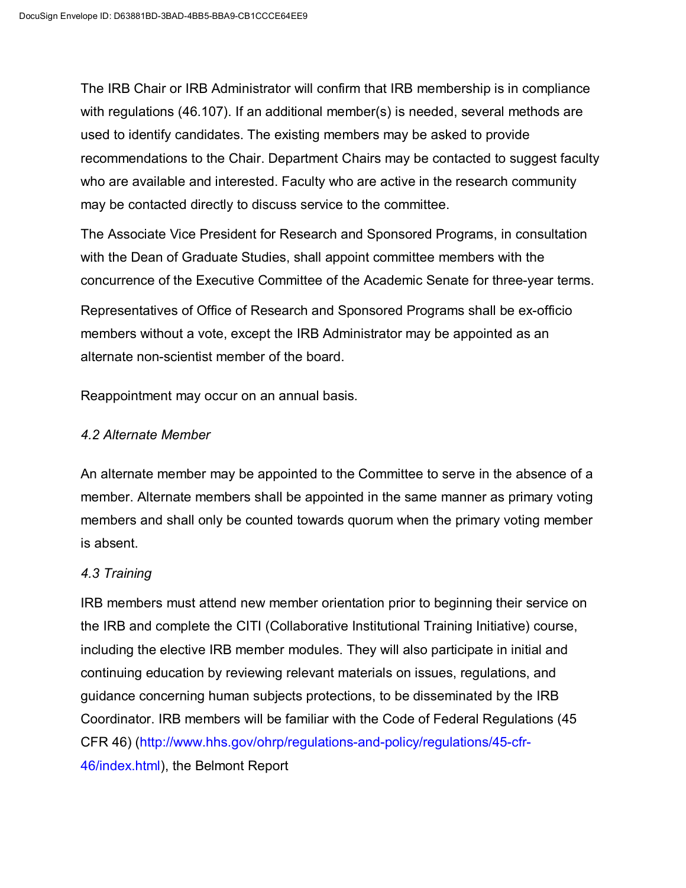The IRB Chair or IRB Administrator will confirm that IRB membership is in compliance with regulations (46.107). If an additional member(s) is needed, several methods are used to identify candidates. The existing members may be asked to provide recommendations to the Chair. Department Chairs may be contacted to suggest faculty who are available and interested. Faculty who are active in the research community may be contacted directly to discuss service to the committee.

The Associate Vice President for Research and Sponsored Programs, in consultation with the Dean of Graduate Studies, shall appoint committee members with the concurrence of the Executive Committee of the Academic Senate for three-year terms.

Representatives of Office of Research and Sponsored Programs shall be ex-officio members without a vote, except the IRB Administrator may be appointed as an alternate non-scientist member of the board.

Reappointment may occur on an annual basis.

*4.2 Alternate Member*

An alternate member may be appointed to the Committee to serve in the absence of a member. Alternate members shall be appointed in the same manner as primary voting members and shall only be counted towards quorum when the primary voting member is absent.

*4.3 Training*

IRB members must attend new member orientation prior to beginning their service on the IRB and complete the CITI (Collaborative Institutional Training Initiative) course, including the elective IRB member modules. They will also participate in initial and continuing education by reviewing relevant materials on issues, regulations, and guidance concerning human subjects protections, to be disseminated by the IRB Coordinator. IRB members will be familiar with the Code of Federal Regulations (45 CFR 46) (http://www.hhs.gov/ohrp/regulations-and-policy/regulations/45-cfr-46/index.html), the Belmont Report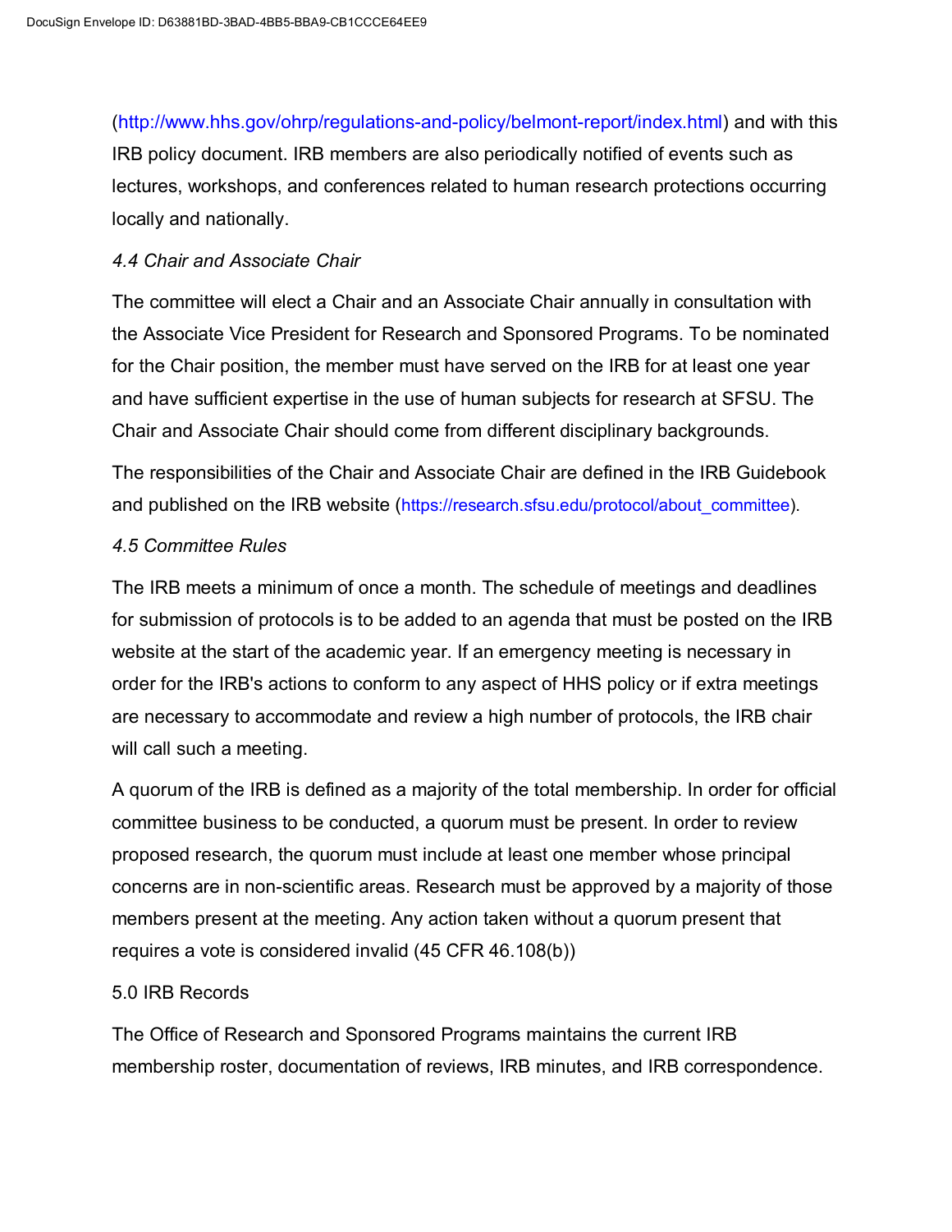(http://www.hhs.gov/ohrp/regulations-and-policy/belmont-report/index.html) and with this IRB policy document. IRB members are also periodically notified of events such as lectures, workshops, and conferences related to human research protections occurring locally and nationally.

*4.4 Chair and Associate Chair*

The committee will elect a Chair and an Associate Chair annually in consultation with the Associate Vice President for Research and Sponsored Programs. To be nominated for the Chair position, the member must have served on the IRB for at least one year and have sufficient expertise in the use of human subjects for research at SFSU. The Chair and Associate Chair should come from different disciplinary backgrounds.

The responsibilities of the Chair and Associate Chair are defined in the IRB Guidebook and published on the IRB website (https://research.sfsu.edu/protocol/about_committee).

*4.5 Committee Rules*

The IRB meets a minimum of once a month. The schedule of meetings and deadlines for submission of protocols is to be added to an agenda that must be posted on the IRB website at the start of the academic year. If an emergency meeting is necessary in order for the IRB's actions to conform to any aspect of HHS policy or if extra meetings are necessary to accommodate and review a high number of protocols, the IRB chair will call such a meeting.

A quorum of the IRB is defined as a majority of the total membership. In order for official committee business to be conducted, a quorum must be present. In order to review proposed research, the quorum must include at least one member whose principal concerns are in non-scientific areas. Research must be approved by a majority of those members present at the meeting. Any action taken without a quorum present that requires a vote is considered invalid (45 CFR 46.108(b))

5.0 IRB Records

The Office of Research and Sponsored Programs maintains the current IRB membership roster, documentation of reviews, IRB minutes, and IRB correspondence.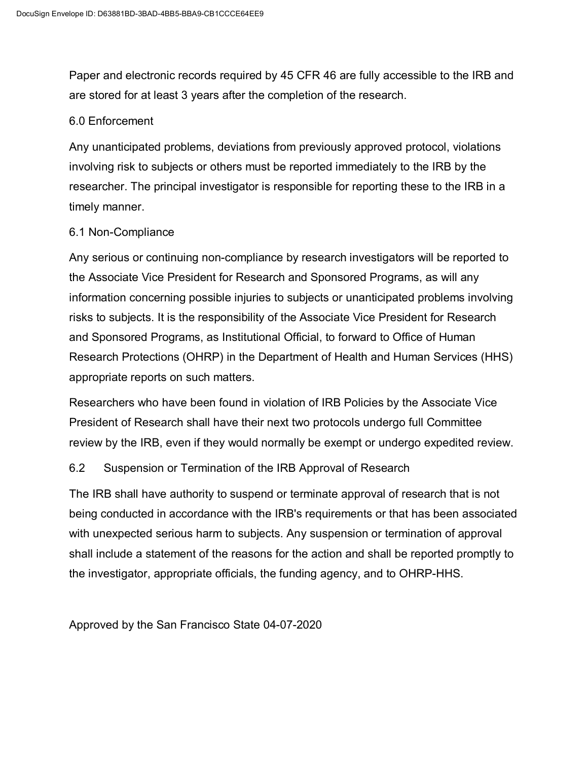Paper and electronic records required by 45 CFR 46 are fully accessible to the IRB and are stored for at least 3 years after the completion of the research.

## 6.0 Enforcement

Any unanticipated problems, deviations from previously approved protocol, violations involving risk to subjects or others must be reported immediately to the IRB by the researcher. The principal investigator is responsible for reporting these to the IRB in a timely manner.

### 6.1 Non-Compliance

Any serious or continuing non-compliance by research investigators will be reported to the Associate Vice President for Research and Sponsored Programs, as will any information concerning possible injuries to subjects or unanticipated problems involving risks to subjects. It is the responsibility of the Associate Vice President for Research and Sponsored Programs, as Institutional Official, to forward to Office of Human Research Protections (OHRP) in the Department of Health and Human Services (HHS) appropriate reports on such matters.

Researchers who have been found in violation of IRB Policies by the Associate Vice President of Research shall have their next two protocols undergo full Committee review by the IRB, even if they would normally be exempt or undergo expedited review.

### 6.2 Suspension or Termination of the IRB Approval of Research

The IRB shall have authority to suspend or terminate approval of research that is not being conducted in accordance with the IRB's requirements or that has been associated with unexpected serious harm to subjects. Any suspension or termination of approval shall include a statement of the reasons for the action and shall be reported promptly to the investigator, appropriate officials, the funding agency, and to OHRP-HHS.

Approved by the San Francisco State 04-07-2020